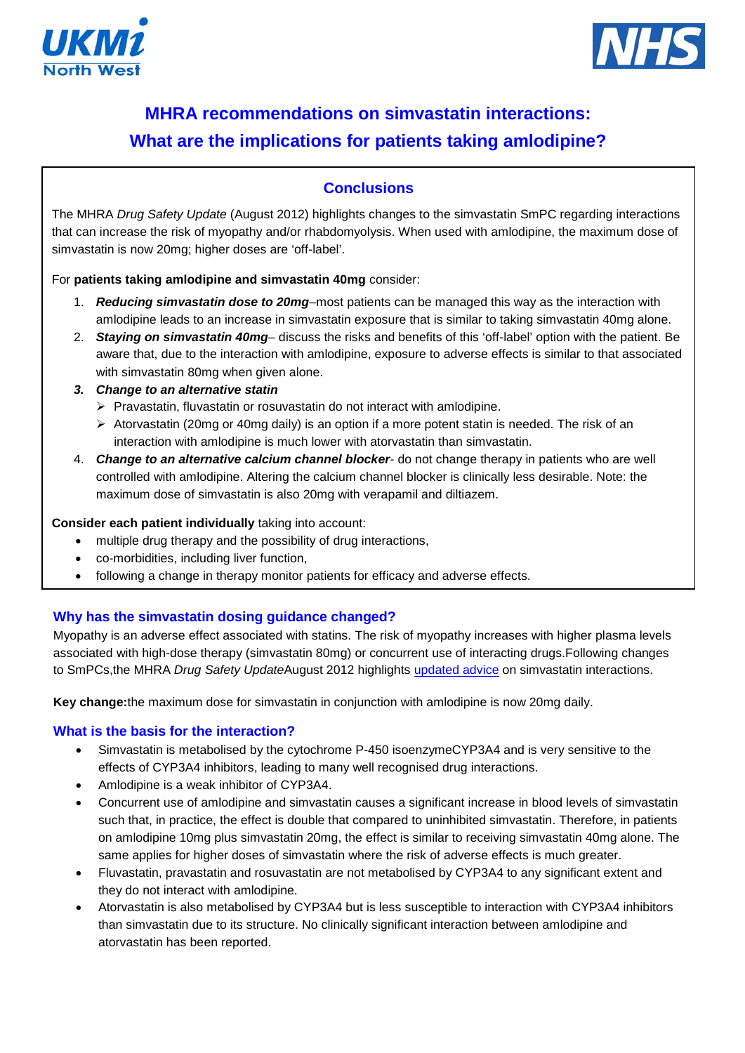# MHRA recommendations on simvastatin interactions: What are the implications for patients taking amlodipine?

## Conclusions

The MHRA *Drug Safety Update* (August 2012) highlights changes to the simvastatin SmPC regarding interactions that can increase the risk of myopathy and/or rhabdomyolysis. When used with amlodipine, the maximum dose of simvastatin is now 20mg; higher doses are 'off-label'.

For **patients taking amlodipine and simvastatin 40mg** consider:

1. ***Reducing simvastatin dose to 20mg***–most patients can be managed this way as the interaction with amlodipine leads to an increase in simvastatin exposure that is similar to taking simvastatin 40mg alone.
2. ***Staying on simvastatin 40mg***– discuss the risks and benefits of this 'off-label' option with the patient. Be aware that, due to the interaction with amlodipine, exposure to adverse effects is similar to that associated with simvastatin 80mg when given alone.
3. ***Change to an alternative statin***
   - Pravastatin, fluvastatin or rosuvastatin do not interact with amlodipine.
   - Atorvastatin (20mg or 40mg daily) is an option if a more potent statin is needed. The risk of an interaction with amlodipine is much lower with atorvastatin than simvastatin.
4. ***Change to an alternative calcium channel blocker***- do not change therapy in patients who are well controlled with amlodipine. Altering the calcium channel blocker is clinically less desirable. Note: the maximum dose of simvastatin is also 20mg with verapamil and diltiazem.

**Consider each patient individually** taking into account:

- multiple drug therapy and the possibility of drug interactions,
- co-morbidities, including liver function,
- following a change in therapy monitor patients for efficacy and adverse effects.

### Why has the simvastatin dosing guidance changed?

Myopathy is an adverse effect associated with statins. The risk of myopathy increases with higher plasma levels associated with high-dose therapy (simvastatin 80mg) or concurrent use of interacting drugs.Following changes to SmPCs,the MHRA *Drug Safety Update*August 2012 highlights updated advice on simvastatin interactions.

**Key change:**the maximum dose for simvastatin in conjunction with amlodipine is now 20mg daily.

### What is the basis for the interaction?

- Simvastatin is metabolised by the cytochrome P-450 isoenzymeCYP3A4 and is very sensitive to the effects of CYP3A4 inhibitors, leading to many well recognised drug interactions.
- Amlodipine is a weak inhibitor of CYP3A4.
- Concurrent use of amlodipine and simvastatin causes a significant increase in blood levels of simvastatin such that, in practice, the effect is double that compared to uninhibited simvastatin. Therefore, in patients on amlodipine 10mg plus simvastatin 20mg, the effect is similar to receiving simvastatin 40mg alone. The same applies for higher doses of simvastatin where the risk of adverse effects is much greater.
- Fluvastatin, pravastatin and rosuvastatin are not metabolised by CYP3A4 to any significant extent and they do not interact with amlodipine.
- Atorvastatin is also metabolised by CYP3A4 but is less susceptible to interaction with CYP3A4 inhibitors than simvastatin due to its structure. No clinically significant interaction between amlodipine and atorvastatin has been reported.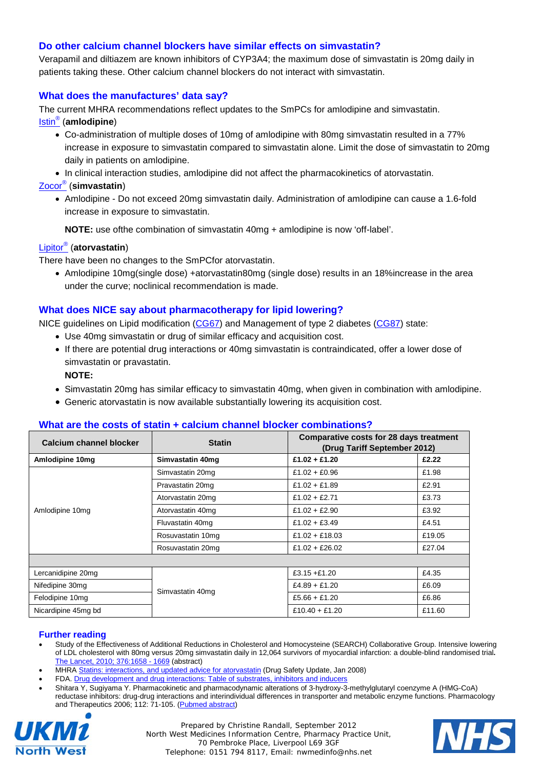## Do other calcium channel blockers have similar effects on simvastatin?

Verapamil and diltiazem are known inhibitors of CYP3A4; the maximum dose of simvastatin is 20mg daily in patients taking these. Other calcium channel blockers do not interact with simvastatin.

## What does the manufactures' data say?

The current MHRA recommendations reflect updates to the SmPCs for amlodipine and simvastatin.

Istin® (**amlodipine**)

- Co-administration of multiple doses of 10mg of amlodipine with 80mg simvastatin resulted in a 77% increase in exposure to simvastatin compared to simvastatin alone. Limit the dose of simvastatin to 20mg daily in patients on amlodipine.
- In clinical interaction studies, amlodipine did not affect the pharmacokinetics of atorvastatin.

Zocor® (**simvastatin**)

- Amlodipine - Do not exceed 20mg simvastatin daily. Administration of amlodipine can cause a 1.6-fold increase in exposure to simvastatin.

  **NOTE:** use ofthe combination of simvastatin 40mg + amlodipine is now 'off-label'.

Lipitor® (**atorvastatin**)

There have been no changes to the SmPCfor atorvastatin.

- Amlodipine 10mg(single dose) +atorvastatin80mg (single dose) results in an 18%increase in the area under the curve; noclinical recommendation is made.

## What does NICE say about pharmacotherapy for lipid lowering?

NICE guidelines on Lipid modification (CG67) and Management of type 2 diabetes (CG87) state:

- Use 40mg simvastatin or drug of similar efficacy and acquisition cost.
- If there are potential drug interactions or 40mg simvastatin is contraindicated, offer a lower dose of simvastatin or pravastatin.

  **NOTE:**
- Simvastatin 20mg has similar efficacy to simvastatin 40mg, when given in combination with amlodipine.
- Generic atorvastatin is now available substantially lowering its acquisition cost.

## What are the costs of statin + calcium channel blocker combinations?

| Calcium channel blocker | Statin | Comparative costs for 28 days treatment (Drug Tariff September 2012) | |
|---|---|---|---|
| **Amlodipine 10mg** | **Simvastatin 40mg** | **£1.02 + £1.20** | **£2.22** |
| Amlodipine 10mg | Simvastatin 20mg | £1.02 + £0.96 | £1.98 |
| | Pravastatin 20mg | £1.02 + £1.89 | £2.91 |
| | Atorvastatin 20mg | £1.02 + £2.71 | £3.73 |
| | Atorvastatin 40mg | £1.02 + £2.90 | £3.92 |
| | Fluvastatin 40mg | £1.02 + £3.49 | £4.51 |
| | Rosuvastatin 10mg | £1.02 + £18.03 | £19.05 |
| | Rosuvastatin 20mg | £1.02 + £26.02 | £27.04 |
| | | | |
| Lercanidipine 20mg | Simvastatin 40mg | £3.15 +£1.20 | £4.35 |
| Nifedipine 30mg | | £4.89 + £1.20 | £6.09 |
| Felodipine 10mg | | £5.66 + £1.20 | £6.86 |
| Nicardipine 45mg bd | | £10.40 + £1.20 | £11.60 |

## Further reading

- Study of the Effectiveness of Additional Reductions in Cholesterol and Homocysteine (SEARCH) Collaborative Group. Intensive lowering of LDL cholesterol with 80mg versus 20mg simvastatin daily in 12,064 survivors of myocardial infarction: a double-blind randomised trial**.** The Lancet, 2010; 376:1658 - 1669 (abstract)
- MHRA Statins: interactions, and updated advice for atorvastatin (Drug Safety Update, Jan 2008)
- FDA. Drug development and drug interactions: Table of substrates, inhibitors and inducers
- Shitara Y, Sugiyama Y. Pharmacokinetic and pharmacodynamic alterations of 3-hydroxy-3-methylglutaryl coenzyme A (HMG-CoA) reductase inhibitors: drug-drug interactions and interindividual differences in transporter and metabolic enzyme functions. Pharmacology and Therapeutics 2006; 112: 71-105. (Pubmed abstract)

Prepared by Christine Randall, September 2012
North West Medicines Information Centre, Pharmacy Practice Unit,
70 Pembroke Place, Liverpool L69 3GF
Telephone: 0151 794 8117, Email: nwmedinfo@nhs.net